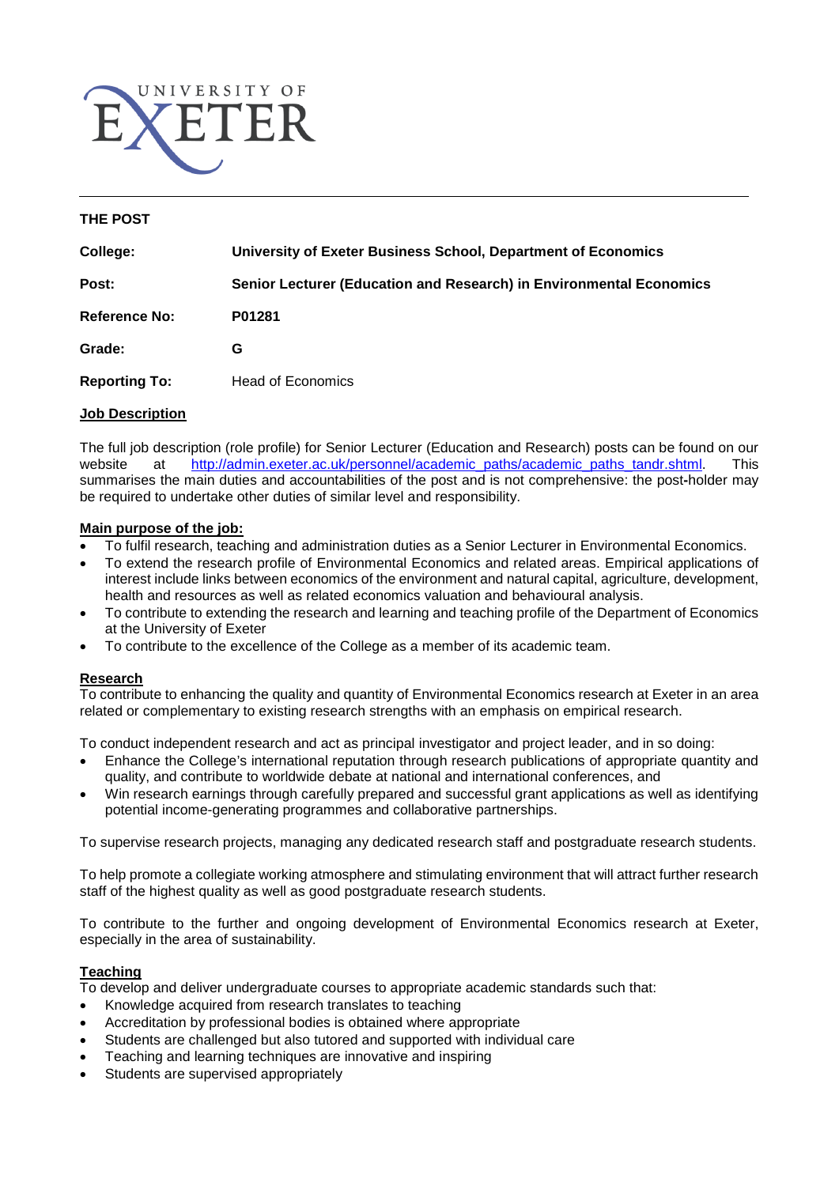UNIVERSITY OF EXETER

## THE POST

| | |
|---|---|
| **College:** | **University of Exeter Business School, Department of Economics** |
| **Post:** | **Senior Lecturer (Education and Research) in Environmental Economics** |
| **Reference No:** | **P01281** |
| **Grade:** | **G** |
| **Reporting To:** | Head of Economics |

**Job Description**

The full job description (role profile) for Senior Lecturer (Education and Research) posts can be found on our website at [http://admin.exeter.ac.uk/personnel/academic_paths/academic_paths_tandr.shtml](http://admin.exeter.ac.uk/personnel/academic_paths/academic_paths_tandr.shtml). This summarises the main duties and accountabilities of the post and is not comprehensive: the post-holder may be required to undertake other duties of similar level and responsibility.

**Main purpose of the job:**

- To fulfil research, teaching and administration duties as a Senior Lecturer in Environmental Economics.
- To extend the research profile of Environmental Economics and related areas. Empirical applications of interest include links between economics of the environment and natural capital, agriculture, development, health and resources as well as related economics valuation and behavioural analysis.
- To contribute to extending the research and learning and teaching profile of the Department of Economics at the University of Exeter
- To contribute to the excellence of the College as a member of its academic team.

**Research**

To contribute to enhancing the quality and quantity of Environmental Economics research at Exeter in an area related or complementary to existing research strengths with an emphasis on empirical research.

To conduct independent research and act as principal investigator and project leader, and in so doing:

- Enhance the College's international reputation through research publications of appropriate quantity and quality, and contribute to worldwide debate at national and international conferences, and
- Win research earnings through carefully prepared and successful grant applications as well as identifying potential income-generating programmes and collaborative partnerships.

To supervise research projects, managing any dedicated research staff and postgraduate research students.

To help promote a collegiate working atmosphere and stimulating environment that will attract further research staff of the highest quality as well as good postgraduate research students.

To contribute to the further and ongoing development of Environmental Economics research at Exeter, especially in the area of sustainability.

**Teaching**

To develop and deliver undergraduate courses to appropriate academic standards such that:

- Knowledge acquired from research translates to teaching
- Accreditation by professional bodies is obtained where appropriate
- Students are challenged but also tutored and supported with individual care
- Teaching and learning techniques are innovative and inspiring
- Students are supervised appropriately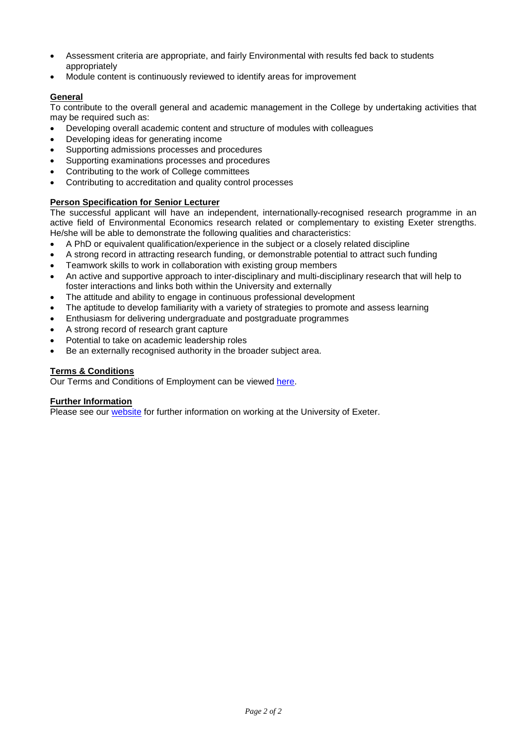- Assessment criteria are appropriate, and fairly Environmental with results fed back to students appropriately
- Module content is continuously reviewed to identify areas for improvement

**General**

To contribute to the overall general and academic management in the College by undertaking activities that may be required such as:

- Developing overall academic content and structure of modules with colleagues
- Developing ideas for generating income
- Supporting admissions processes and procedures
- Supporting examinations processes and procedures
- Contributing to the work of College committees
- Contributing to accreditation and quality control processes

**Person Specification for Senior Lecturer**

The successful applicant will have an independent, internationally-recognised research programme in an active field of Environmental Economics research related or complementary to existing Exeter strengths. He/she will be able to demonstrate the following qualities and characteristics:

- A PhD or equivalent qualification/experience in the subject or a closely related discipline
- A strong record in attracting research funding, or demonstrable potential to attract such funding
- Teamwork skills to work in collaboration with existing group members
- An active and supportive approach to inter-disciplinary and multi-disciplinary research that will help to foster interactions and links both within the University and externally
- The attitude and ability to engage in continuous professional development
- The aptitude to develop familiarity with a variety of strategies to promote and assess learning
- Enthusiasm for delivering undergraduate and postgraduate programmes
- A strong record of research grant capture
- Potential to take on academic leadership roles
- Be an externally recognised authority in the broader subject area.

**Terms & Conditions**

Our Terms and Conditions of Employment can be viewed here.

**Further Information**

Please see our website for further information on working at the University of Exeter.